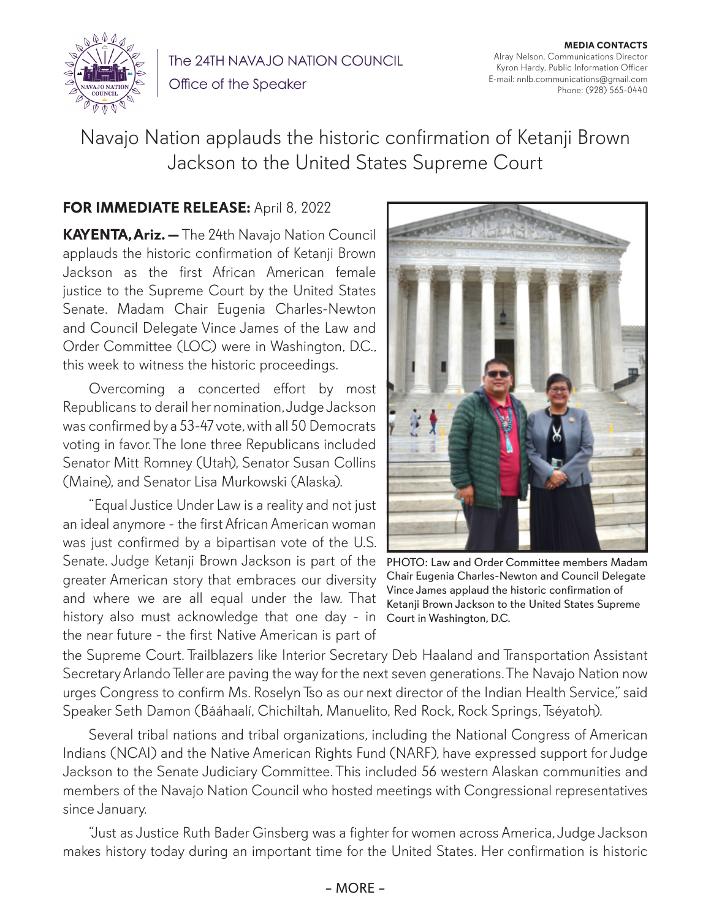The 24TH NAVAJO NATION COUNCIL
Office of the Speaker

**MEDIA CONTACTS**
Alray Nelson, Communications Director
Kyron Hardy, Public Information Officer
E-mail: nnlb.communications@gmail.com
Phone: (928) 565-0440

# Navajo Nation applauds the historic confirmation of Ketanji Brown Jackson to the United States Supreme Court

**FOR IMMEDIATE RELEASE:** April 8, 2022

**KAYENTA, Ariz. —** The 24th Navajo Nation Council applauds the historic confirmation of Ketanji Brown Jackson as the first African American female justice to the Supreme Court by the United States Senate. Madam Chair Eugenia Charles-Newton and Council Delegate Vince James of the Law and Order Committee (LOC) were in Washington, D.C., this week to witness the historic proceedings.

Overcoming a concerted effort by most Republicans to derail her nomination, Judge Jackson was confirmed by a 53-47 vote, with all 50 Democrats voting in favor. The lone three Republicans included Senator Mitt Romney (Utah), Senator Susan Collins (Maine), and Senator Lisa Murkowski (Alaska).

PHOTO: Law and Order Committee members Madam Chair Eugenia Charles-Newton and Council Delegate Vince James applaud the historic confirmation of Ketanji Brown Jackson to the United States Supreme Court in Washington, D.C.

"Equal Justice Under Law is a reality and not just an ideal anymore - the first African American woman was just confirmed by a bipartisan vote of the U.S. Senate. Judge Ketanji Brown Jackson is part of the greater American story that embraces our diversity and where we are all equal under the law. That history also must acknowledge that one day - in the near future - the first Native American is part of the Supreme Court. Trailblazers like Interior Secretary Deb Haaland and Transportation Assistant Secretary Arlando Teller are paving the way for the next seven generations. The Navajo Nation now urges Congress to confirm Ms. Roselyn Tso as our next director of the Indian Health Service," said Speaker Seth Damon (Bááhaalí, Chichiltah, Manuelito, Red Rock, Rock Springs, Tséyatoh).

Several tribal nations and tribal organizations, including the National Congress of American Indians (NCAI) and the Native American Rights Fund (NARF), have expressed support for Judge Jackson to the Senate Judiciary Committee. This included 56 western Alaskan communities and members of the Navajo Nation Council who hosted meetings with Congressional representatives since January.

"Just as Justice Ruth Bader Ginsberg was a fighter for women across America, Judge Jackson makes history today during an important time for the United States. Her confirmation is historic

– MORE –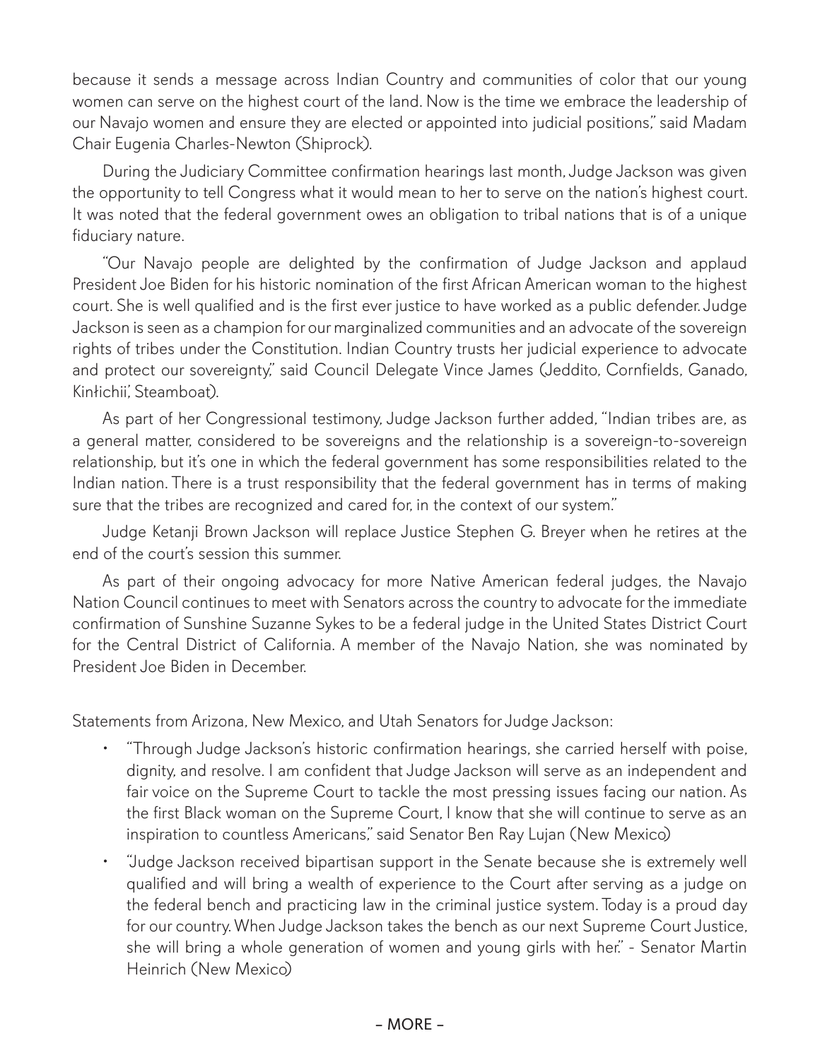because it sends a message across Indian Country and communities of color that our young women can serve on the highest court of the land. Now is the time we embrace the leadership of our Navajo women and ensure they are elected or appointed into judicial positions," said Madam Chair Eugenia Charles-Newton (Shiprock).

During the Judiciary Committee confirmation hearings last month, Judge Jackson was given the opportunity to tell Congress what it would mean to her to serve on the nation's highest court. It was noted that the federal government owes an obligation to tribal nations that is of a unique fiduciary nature.

"Our Navajo people are delighted by the confirmation of Judge Jackson and applaud President Joe Biden for his historic nomination of the first African American woman to the highest court. She is well qualified and is the first ever justice to have worked as a public defender. Judge Jackson is seen as a champion for our marginalized communities and an advocate of the sovereign rights of tribes under the Constitution. Indian Country trusts her judicial experience to advocate and protect our sovereignty," said Council Delegate Vince James (Jeddito, Cornfields, Ganado, Kinłichii', Steamboat).

As part of her Congressional testimony, Judge Jackson further added, "Indian tribes are, as a general matter, considered to be sovereigns and the relationship is a sovereign-to-sovereign relationship, but it's one in which the federal government has some responsibilities related to the Indian nation. There is a trust responsibility that the federal government has in terms of making sure that the tribes are recognized and cared for, in the context of our system."

Judge Ketanji Brown Jackson will replace Justice Stephen G. Breyer when he retires at the end of the court's session this summer.

As part of their ongoing advocacy for more Native American federal judges, the Navajo Nation Council continues to meet with Senators across the country to advocate for the immediate confirmation of Sunshine Suzanne Sykes to be a federal judge in the United States District Court for the Central District of California. A member of the Navajo Nation, she was nominated by President Joe Biden in December.

Statements from Arizona, New Mexico, and Utah Senators for Judge Jackson:

- "Through Judge Jackson's historic confirmation hearings, she carried herself with poise, dignity, and resolve. I am confident that Judge Jackson will serve as an independent and fair voice on the Supreme Court to tackle the most pressing issues facing our nation. As the first Black woman on the Supreme Court, I know that she will continue to serve as an inspiration to countless Americans," said Senator Ben Ray Lujan (New Mexico)
- "Judge Jackson received bipartisan support in the Senate because she is extremely well qualified and will bring a wealth of experience to the Court after serving as a judge on the federal bench and practicing law in the criminal justice system. Today is a proud day for our country. When Judge Jackson takes the bench as our next Supreme Court Justice, she will bring a whole generation of women and young girls with her." - Senator Martin Heinrich (New Mexico)

– MORE –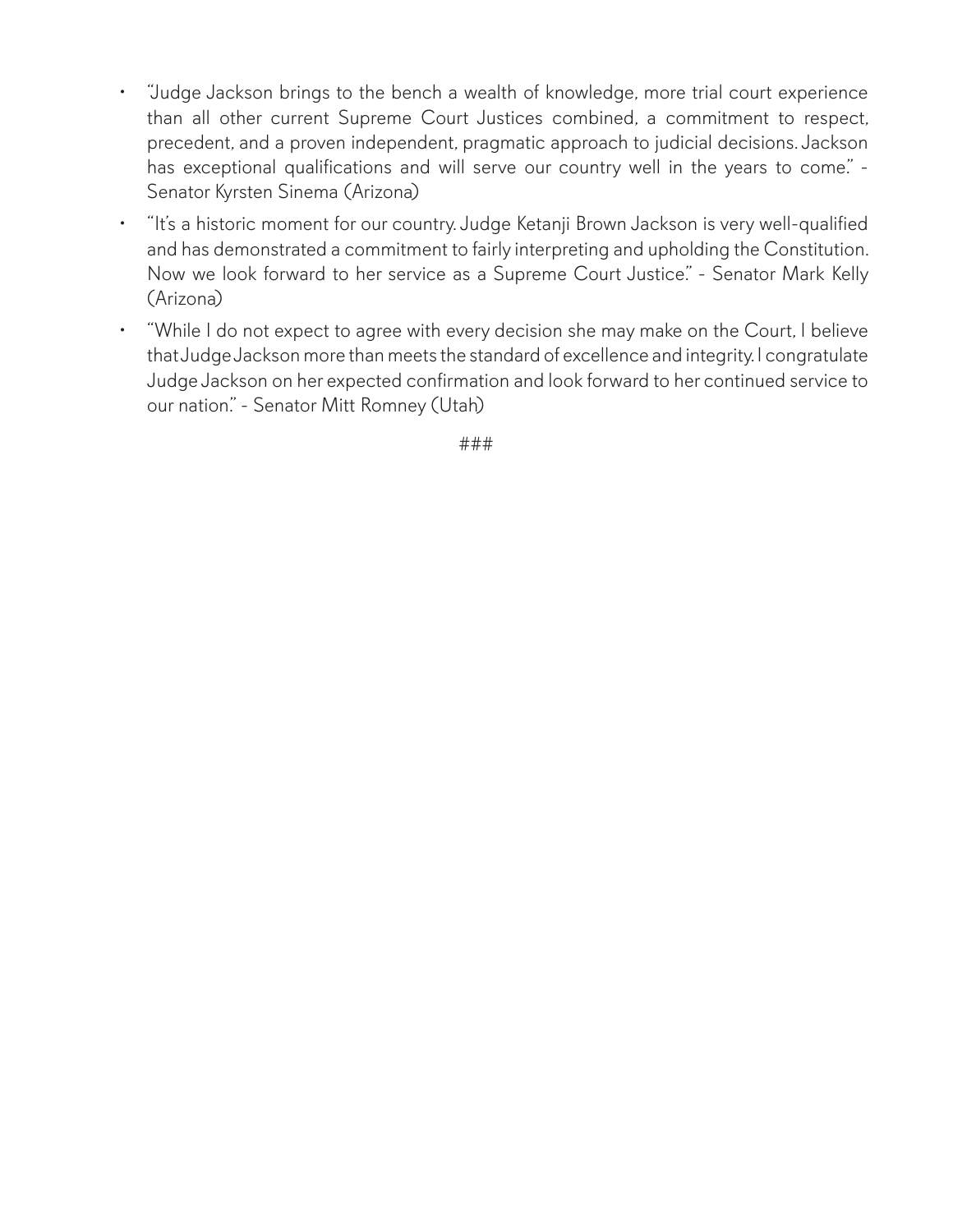- "Judge Jackson brings to the bench a wealth of knowledge, more trial court experience than all other current Supreme Court Justices combined, a commitment to respect, precedent, and a proven independent, pragmatic approach to judicial decisions. Jackson has exceptional qualifications and will serve our country well in the years to come." - Senator Kyrsten Sinema (Arizona)
- "It's a historic moment for our country. Judge Ketanji Brown Jackson is very well-qualified and has demonstrated a commitment to fairly interpreting and upholding the Constitution. Now we look forward to her service as a Supreme Court Justice." - Senator Mark Kelly (Arizona)
- "While I do not expect to agree with every decision she may make on the Court, I believe that Judge Jackson more than meets the standard of excellence and integrity. I congratulate Judge Jackson on her expected confirmation and look forward to her continued service to our nation." - Senator Mitt Romney (Utah)

###